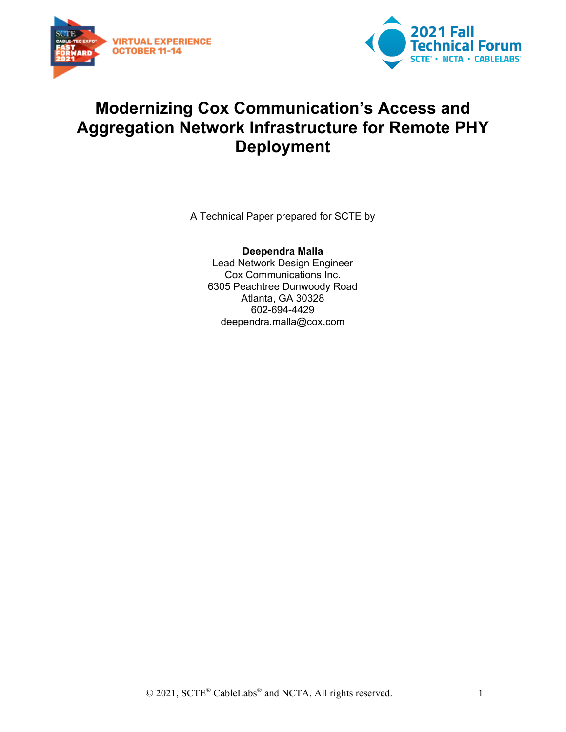# Modernizing Cox Communication's Access and Aggregation Network Infrastructure for Remote PHY Deployment

A Technical Paper prepared for SCTE by

**Deependra Malla**
Lead Network Design Engineer
Cox Communications Inc.
6305 Peachtree Dunwoody Road
Atlanta, GA 30328
602-694-4429
deependra.malla@cox.com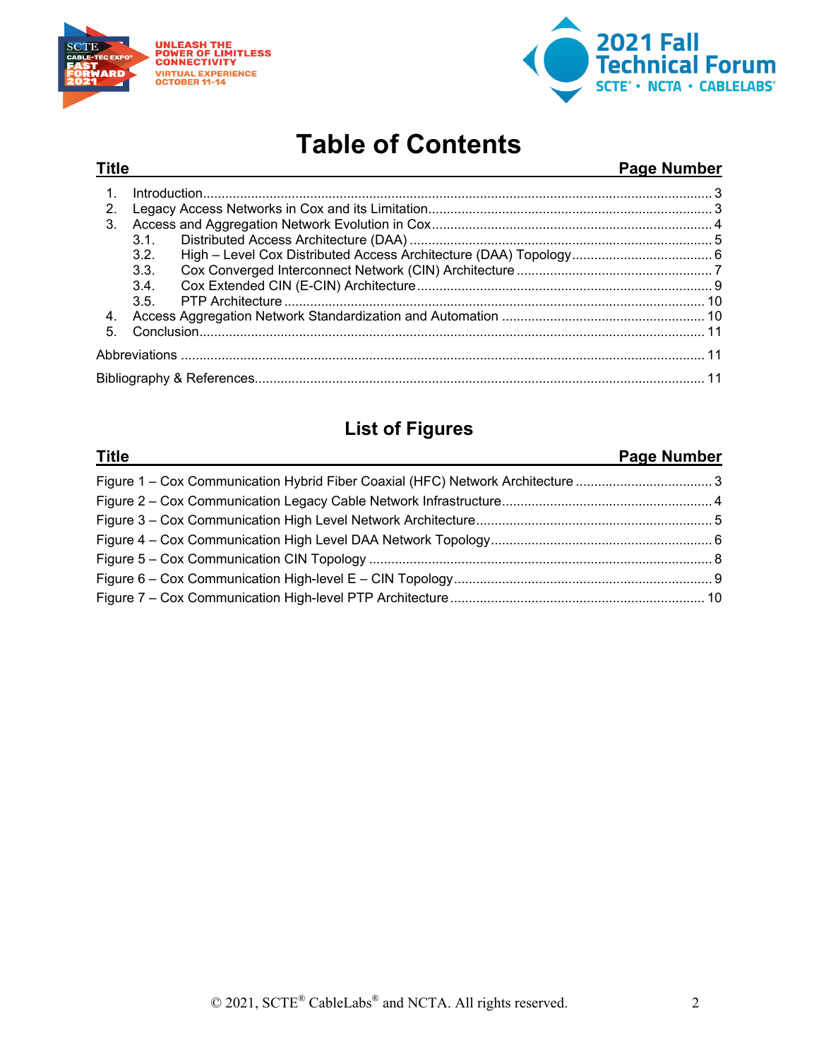# Table of Contents

| Title | Page Number |
|---|---|
| 1. Introduction | 3 |
| 2. Legacy Access Networks in Cox and its Limitation | 3 |
| 3. Access and Aggregation Network Evolution in Cox | 4 |
| 3.1. Distributed Access Architecture (DAA) | 5 |
| 3.2. High – Level Cox Distributed Access Architecture (DAA) Topology | 6 |
| 3.3. Cox Converged Interconnect Network (CIN) Architecture | 7 |
| 3.4. Cox Extended CIN (E-CIN) Architecture | 9 |
| 3.5. PTP Architecture | 10 |
| 4. Access Aggregation Network Standardization and Automation | 10 |
| 5. Conclusion | 11 |
| Abbreviations | 11 |
| Bibliography & References | 11 |

## List of Figures

| Title | Page Number |
|---|---|
| Figure 1 – Cox Communication Hybrid Fiber Coaxial (HFC) Network Architecture | 3 |
| Figure 2 – Cox Communication Legacy Cable Network Infrastructure | 4 |
| Figure 3 – Cox Communication High Level Network Architecture | 5 |
| Figure 4 – Cox Communication High Level DAA Network Topology | 6 |
| Figure 5 – Cox Communication CIN Topology | 8 |
| Figure 6 – Cox Communication High-level E – CIN Topology | 9 |
| Figure 7 – Cox Communication High-level PTP Architecture | 10 |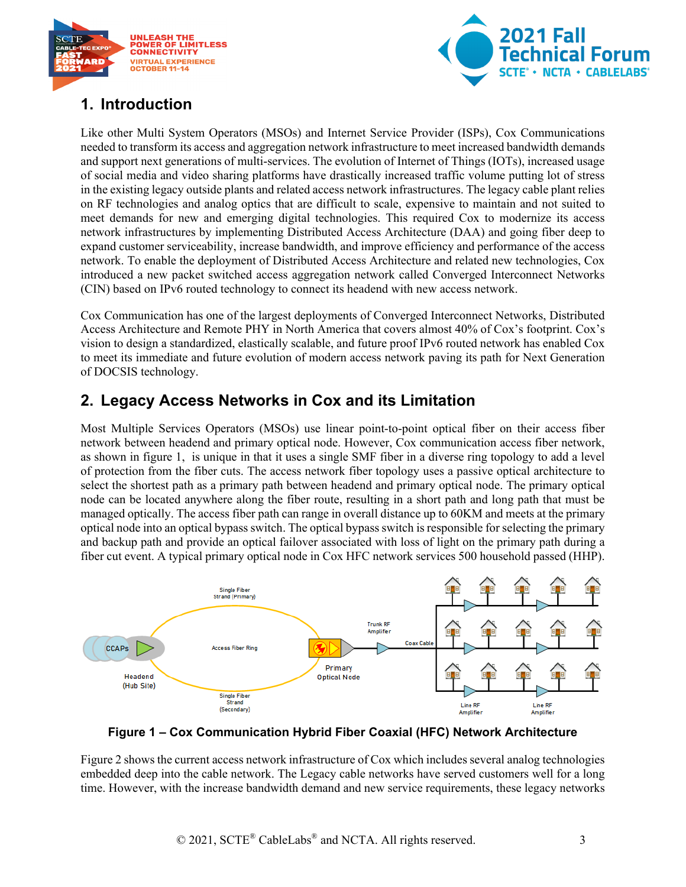## 1. Introduction

Like other Multi System Operators (MSOs) and Internet Service Provider (ISPs), Cox Communications needed to transform its access and aggregation network infrastructure to meet increased bandwidth demands and support next generations of multi-services. The evolution of Internet of Things (IOTs), increased usage of social media and video sharing platforms have drastically increased traffic volume putting lot of stress in the existing legacy outside plants and related access network infrastructures. The legacy cable plant relies on RF technologies and analog optics that are difficult to scale, expensive to maintain and not suited to meet demands for new and emerging digital technologies. This required Cox to modernize its access network infrastructures by implementing Distributed Access Architecture (DAA) and going fiber deep to expand customer serviceability, increase bandwidth, and improve efficiency and performance of the access network. To enable the deployment of Distributed Access Architecture and related new technologies, Cox introduced a new packet switched access aggregation network called Converged Interconnect Networks (CIN) based on IPv6 routed technology to connect its headend with new access network.

Cox Communication has one of the largest deployments of Converged Interconnect Networks, Distributed Access Architecture and Remote PHY in North America that covers almost 40% of Cox's footprint. Cox's vision to design a standardized, elastically scalable, and future proof IPv6 routed network has enabled Cox to meet its immediate and future evolution of modern access network paving its path for Next Generation of DOCSIS technology.

## 2. Legacy Access Networks in Cox and its Limitation

Most Multiple Services Operators (MSOs) use linear point-to-point optical fiber on their access fiber network between headend and primary optical node. However, Cox communication access fiber network, as shown in figure 1, is unique in that it uses a single SMF fiber in a diverse ring topology to add a level of protection from the fiber cuts. The access network fiber topology uses a passive optical architecture to select the shortest path as a primary path between headend and primary optical node. The primary optical node can be located anywhere along the fiber route, resulting in a short path and long path that must be managed optically. The access fiber path can range in overall distance up to 60KM and meets at the primary optical node into an optical bypass switch. The optical bypass switch is responsible for selecting the primary and backup path and provide an optical failover associated with loss of light on the primary path during a fiber cut event. A typical primary optical node in Cox HFC network services 500 household passed (HHP).

**Figure 1 – Cox Communication Hybrid Fiber Coaxial (HFC) Network Architecture**

Figure 2 shows the current access network infrastructure of Cox which includes several analog technologies embedded deep into the cable network. The Legacy cable networks have served customers well for a long time. However, with the increase bandwidth demand and new service requirements, these legacy networks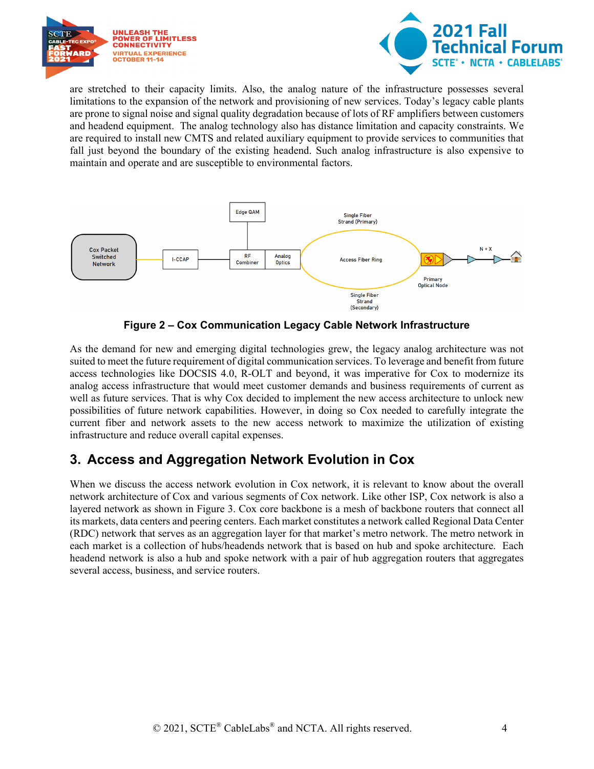are stretched to their capacity limits. Also, the analog nature of the infrastructure possesses several limitations to the expansion of the network and provisioning of new services. Today's legacy cable plants are prone to signal noise and signal quality degradation because of lots of RF amplifiers between customers and headend equipment. The analog technology also has distance limitation and capacity constraints. We are required to install new CMTS and related auxiliary equipment to provide services to communities that fall just beyond the boundary of the existing headend. Such analog infrastructure is also expensive to maintain and operate and are susceptible to environmental factors.

**Figure 2 – Cox Communication Legacy Cable Network Infrastructure**

As the demand for new and emerging digital technologies grew, the legacy analog architecture was not suited to meet the future requirement of digital communication services. To leverage and benefit from future access technologies like DOCSIS 4.0, R-OLT and beyond, it was imperative for Cox to modernize its analog access infrastructure that would meet customer demands and business requirements of current as well as future services. That is why Cox decided to implement the new access architecture to unlock new possibilities of future network capabilities. However, in doing so Cox needed to carefully integrate the current fiber and network assets to the new access network to maximize the utilization of existing infrastructure and reduce overall capital expenses.

## 3. Access and Aggregation Network Evolution in Cox

When we discuss the access network evolution in Cox network, it is relevant to know about the overall network architecture of Cox and various segments of Cox network. Like other ISP, Cox network is also a layered network as shown in Figure 3. Cox core backbone is a mesh of backbone routers that connect all its markets, data centers and peering centers. Each market constitutes a network called Regional Data Center (RDC) network that serves as an aggregation layer for that market's metro network. The metro network in each market is a collection of hubs/headends network that is based on hub and spoke architecture. Each headend network is also a hub and spoke network with a pair of hub aggregation routers that aggregates several access, business, and service routers.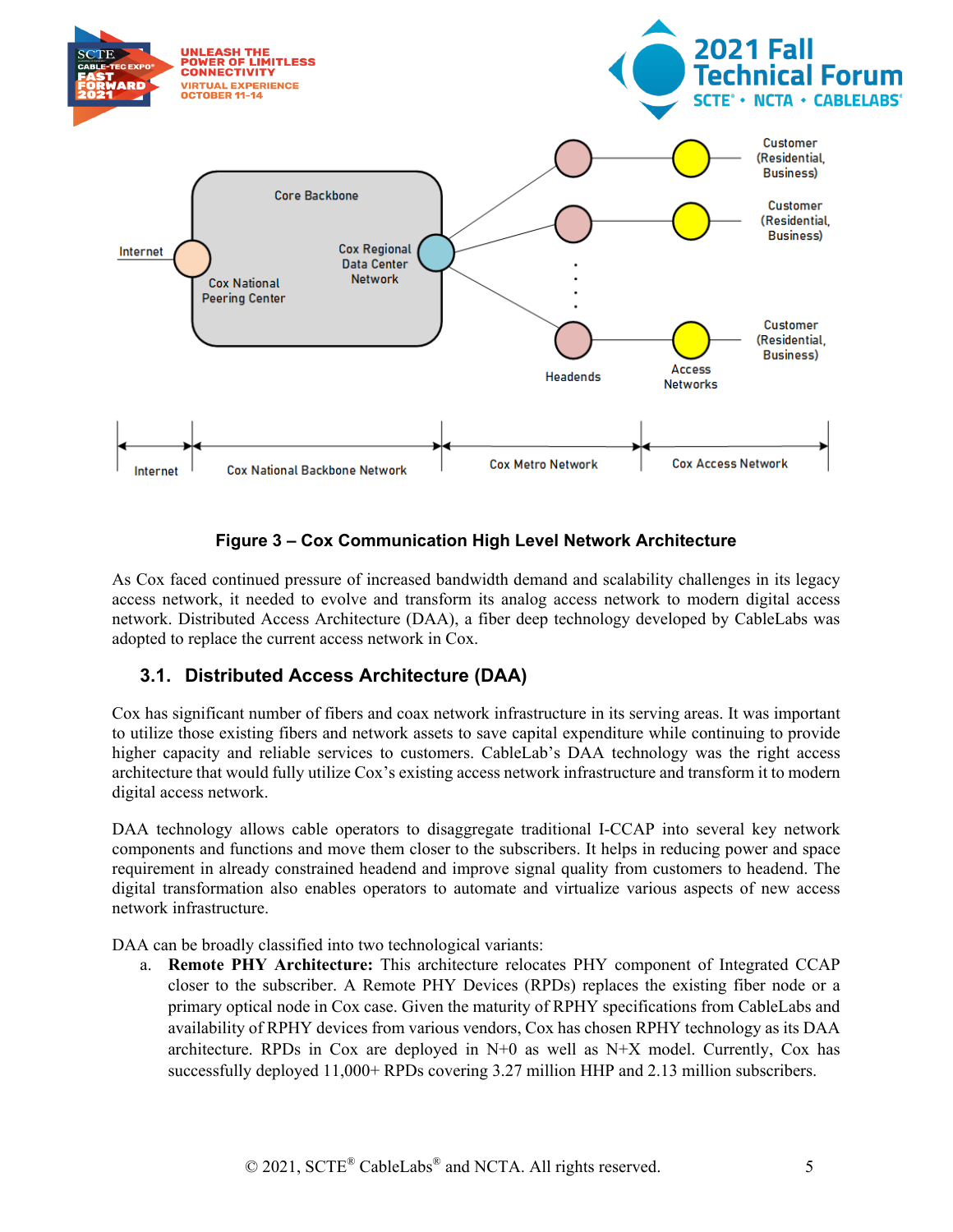Figure 3 – Cox Communication High Level Network Architecture

As Cox faced continued pressure of increased bandwidth demand and scalability challenges in its legacy access network, it needed to evolve and transform its analog access network to modern digital access network. Distributed Access Architecture (DAA), a fiber deep technology developed by CableLabs was adopted to replace the current access network in Cox.

## 3.1. Distributed Access Architecture (DAA)

Cox has significant number of fibers and coax network infrastructure in its serving areas. It was important to utilize those existing fibers and network assets to save capital expenditure while continuing to provide higher capacity and reliable services to customers. CableLab's DAA technology was the right access architecture that would fully utilize Cox's existing access network infrastructure and transform it to modern digital access network.

DAA technology allows cable operators to disaggregate traditional I-CCAP into several key network components and functions and move them closer to the subscribers. It helps in reducing power and space requirement in already constrained headend and improve signal quality from customers to headend. The digital transformation also enables operators to automate and virtualize various aspects of new access network infrastructure.

DAA can be broadly classified into two technological variants:

a. **Remote PHY Architecture:** This architecture relocates PHY component of Integrated CCAP closer to the subscriber. A Remote PHY Devices (RPDs) replaces the existing fiber node or a primary optical node in Cox case. Given the maturity of RPHY specifications from CableLabs and availability of RPHY devices from various vendors, Cox has chosen RPHY technology as its DAA architecture. RPDs in Cox are deployed in N+0 as well as N+X model. Currently, Cox has successfully deployed 11,000+ RPDs covering 3.27 million HHP and 2.13 million subscribers.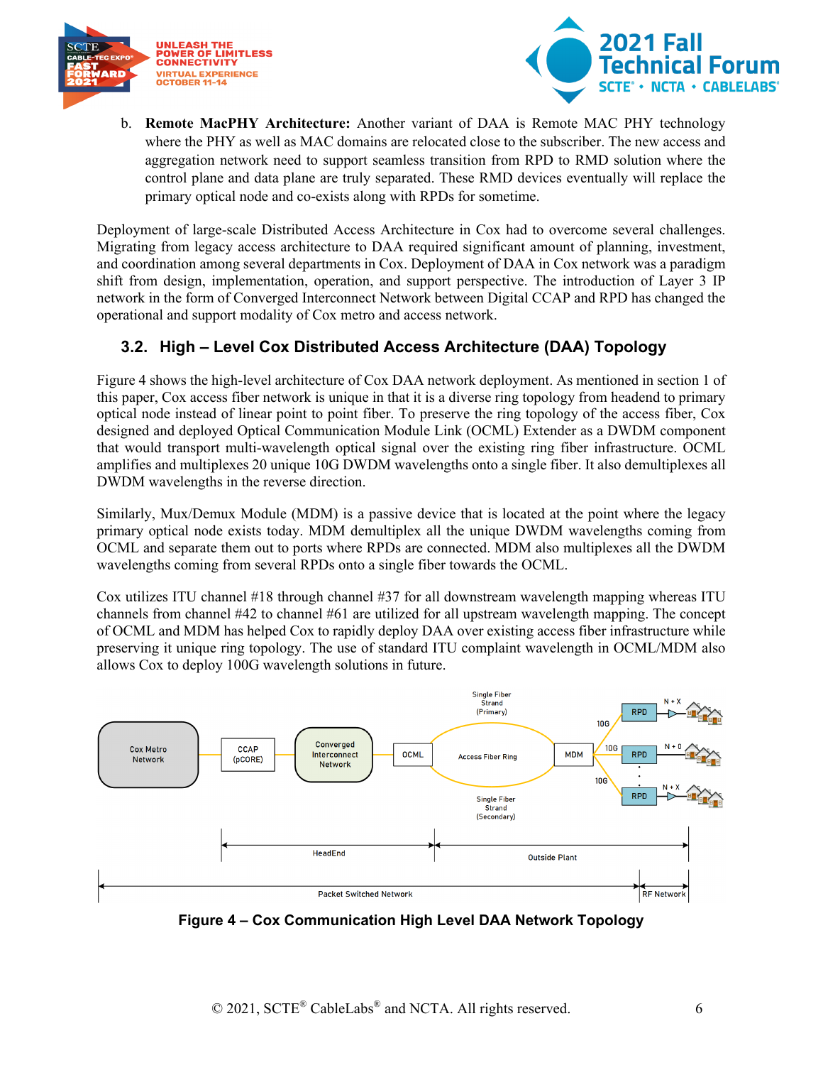b. **Remote MacPHY Architecture:** Another variant of DAA is Remote MAC PHY technology where the PHY as well as MAC domains are relocated close to the subscriber. The new access and aggregation network need to support seamless transition from RPD to RMD solution where the control plane and data plane are truly separated. These RMD devices eventually will replace the primary optical node and co-exists along with RPDs for sometime.

Deployment of large-scale Distributed Access Architecture in Cox had to overcome several challenges. Migrating from legacy access architecture to DAA required significant amount of planning, investment, and coordination among several departments in Cox. Deployment of DAA in Cox network was a paradigm shift from design, implementation, operation, and support perspective. The introduction of Layer 3 IP network in the form of Converged Interconnect Network between Digital CCAP and RPD has changed the operational and support modality of Cox metro and access network.

## 3.2. High – Level Cox Distributed Access Architecture (DAA) Topology

Figure 4 shows the high-level architecture of Cox DAA network deployment. As mentioned in section 1 of this paper, Cox access fiber network is unique in that it is a diverse ring topology from headend to primary optical node instead of linear point to point fiber. To preserve the ring topology of the access fiber, Cox designed and deployed Optical Communication Module Link (OCML) Extender as a DWDM component that would transport multi-wavelength optical signal over the existing ring fiber infrastructure. OCML amplifies and multiplexes 20 unique 10G DWDM wavelengths onto a single fiber. It also demultiplexes all DWDM wavelengths in the reverse direction.

Similarly, Mux/Demux Module (MDM) is a passive device that is located at the point where the legacy primary optical node exists today. MDM demultiplex all the unique DWDM wavelengths coming from OCML and separate them out to ports where RPDs are connected. MDM also multiplexes all the DWDM wavelengths coming from several RPDs onto a single fiber towards the OCML.

Cox utilizes ITU channel #18 through channel #37 for all downstream wavelength mapping whereas ITU channels from channel #42 to channel #61 are utilized for all upstream wavelength mapping. The concept of OCML and MDM has helped Cox to rapidly deploy DAA over existing access fiber infrastructure while preserving it unique ring topology. The use of standard ITU complaint wavelength in OCML/MDM also allows Cox to deploy 100G wavelength solutions in future.

**Figure 4 – Cox Communication High Level DAA Network Topology**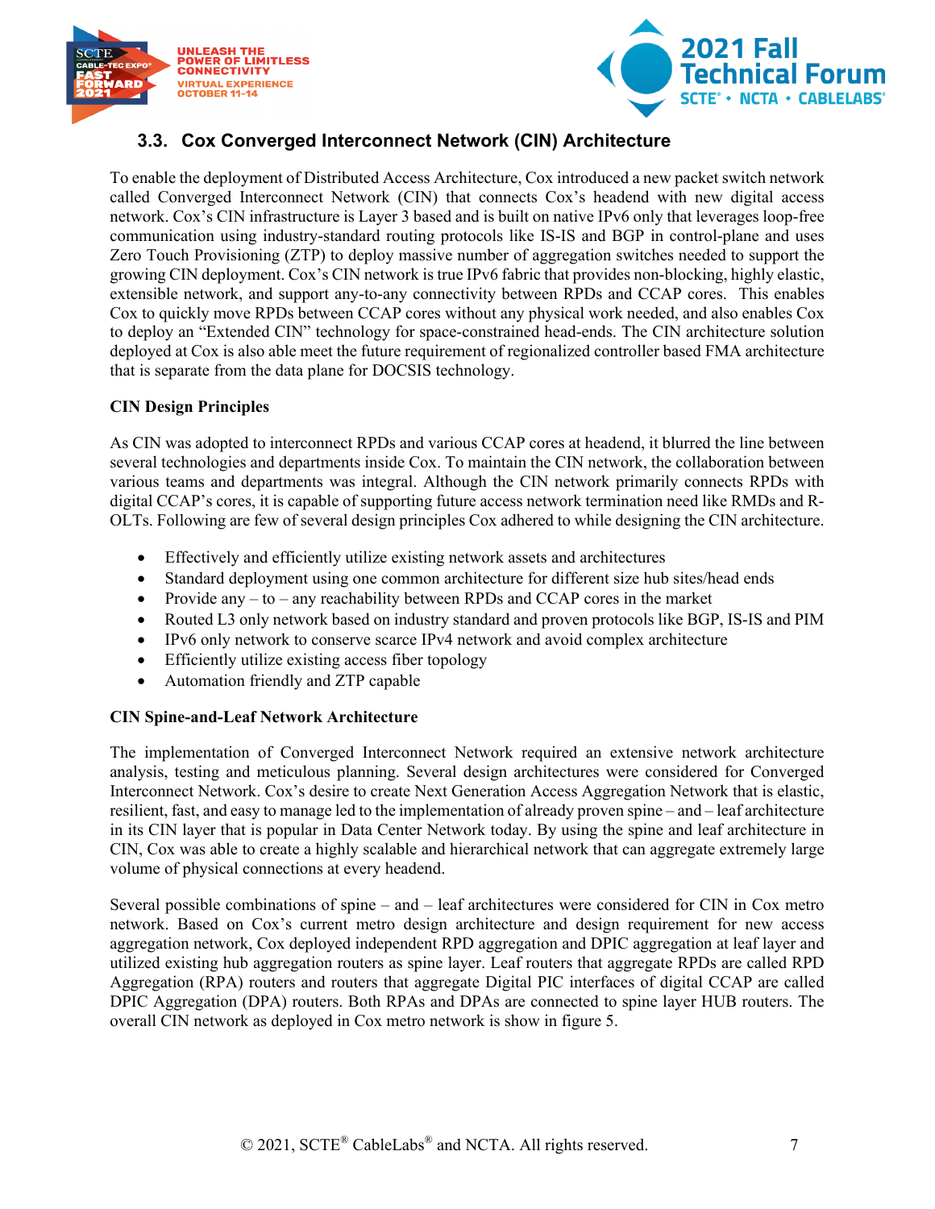## 3.3. Cox Converged Interconnect Network (CIN) Architecture

To enable the deployment of Distributed Access Architecture, Cox introduced a new packet switch network called Converged Interconnect Network (CIN) that connects Cox's headend with new digital access network. Cox's CIN infrastructure is Layer 3 based and is built on native IPv6 only that leverages loop-free communication using industry-standard routing protocols like IS-IS and BGP in control-plane and uses Zero Touch Provisioning (ZTP) to deploy massive number of aggregation switches needed to support the growing CIN deployment. Cox's CIN network is true IPv6 fabric that provides non-blocking, highly elastic, extensible network, and support any-to-any connectivity between RPDs and CCAP cores. This enables Cox to quickly move RPDs between CCAP cores without any physical work needed, and also enables Cox to deploy an "Extended CIN" technology for space-constrained head-ends. The CIN architecture solution deployed at Cox is also able meet the future requirement of regionalized controller based FMA architecture that is separate from the data plane for DOCSIS technology.

**CIN Design Principles**

As CIN was adopted to interconnect RPDs and various CCAP cores at headend, it blurred the line between several technologies and departments inside Cox. To maintain the CIN network, the collaboration between various teams and departments was integral. Although the CIN network primarily connects RPDs with digital CCAP's cores, it is capable of supporting future access network termination need like RMDs and R-OLTs. Following are few of several design principles Cox adhered to while designing the CIN architecture.

- Effectively and efficiently utilize existing network assets and architectures
- Standard deployment using one common architecture for different size hub sites/head ends
- Provide any – to – any reachability between RPDs and CCAP cores in the market
- Routed L3 only network based on industry standard and proven protocols like BGP, IS-IS and PIM
- IPv6 only network to conserve scarce IPv4 network and avoid complex architecture
- Efficiently utilize existing access fiber topology
- Automation friendly and ZTP capable

**CIN Spine-and-Leaf Network Architecture**

The implementation of Converged Interconnect Network required an extensive network architecture analysis, testing and meticulous planning. Several design architectures were considered for Converged Interconnect Network. Cox's desire to create Next Generation Access Aggregation Network that is elastic, resilient, fast, and easy to manage led to the implementation of already proven spine – and – leaf architecture in its CIN layer that is popular in Data Center Network today. By using the spine and leaf architecture in CIN, Cox was able to create a highly scalable and hierarchical network that can aggregate extremely large volume of physical connections at every headend.

Several possible combinations of spine – and – leaf architectures were considered for CIN in Cox metro network. Based on Cox's current metro design architecture and design requirement for new access aggregation network, Cox deployed independent RPD aggregation and DPIC aggregation at leaf layer and utilized existing hub aggregation routers as spine layer. Leaf routers that aggregate RPDs are called RPD Aggregation (RPA) routers and routers that aggregate Digital PIC interfaces of digital CCAP are called DPIC Aggregation (DPA) routers. Both RPAs and DPAs are connected to spine layer HUB routers. The overall CIN network as deployed in Cox metro network is show in figure 5.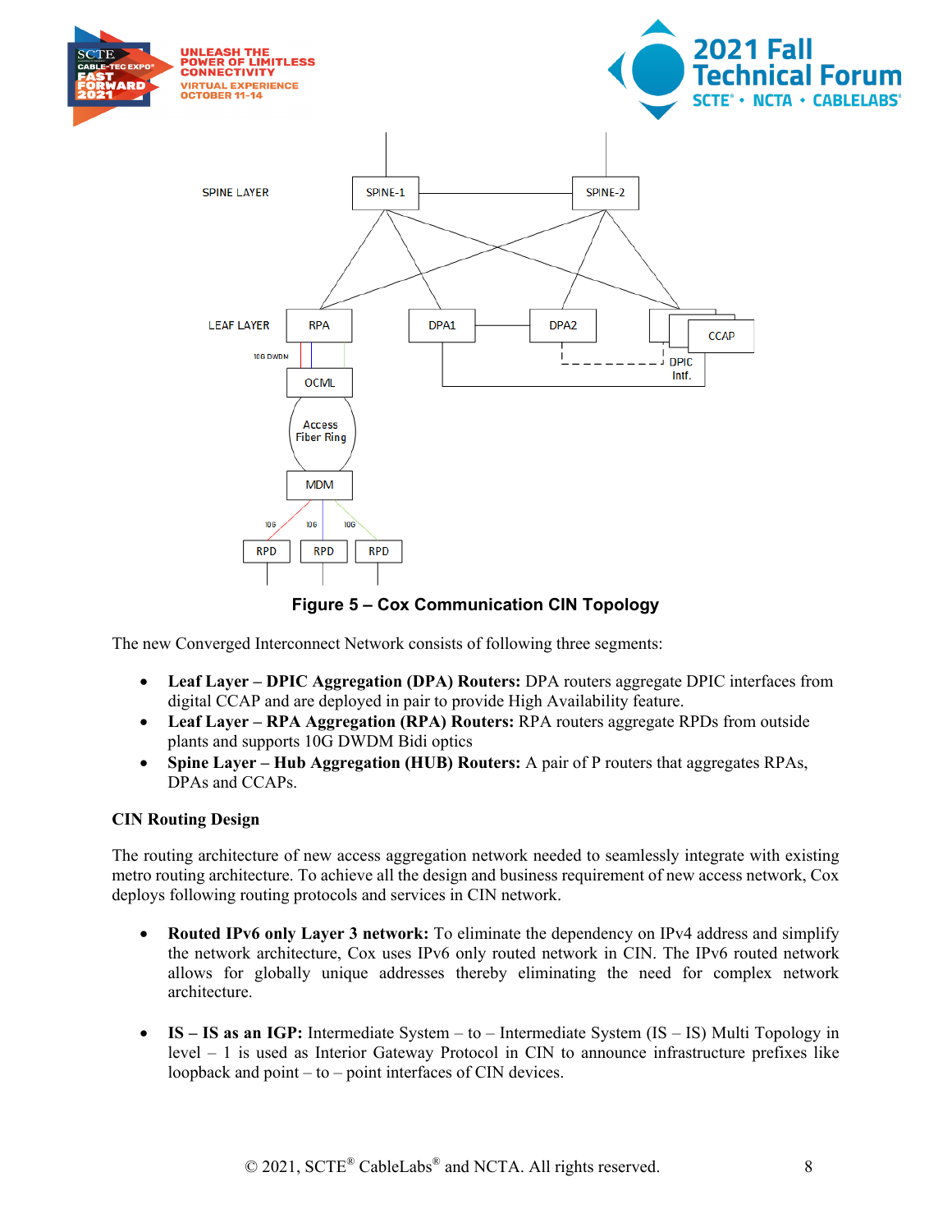Figure 5 – Cox Communication CIN Topology

The new Converged Interconnect Network consists of following three segments:

- **Leaf Layer – DPIC Aggregation (DPA) Routers:** DPA routers aggregate DPIC interfaces from digital CCAP and are deployed in pair to provide High Availability feature.
- **Leaf Layer – RPA Aggregation (RPA) Routers:** RPA routers aggregate RPDs from outside plants and supports 10G DWDM Bidi optics
- **Spine Layer – Hub Aggregation (HUB) Routers:** A pair of P routers that aggregates RPAs, DPAs and CCAPs.

**CIN Routing Design**

The routing architecture of new access aggregation network needed to seamlessly integrate with existing metro routing architecture. To achieve all the design and business requirement of new access network, Cox deploys following routing protocols and services in CIN network.

- **Routed IPv6 only Layer 3 network:** To eliminate the dependency on IPv4 address and simplify the network architecture, Cox uses IPv6 only routed network in CIN. The IPv6 routed network allows for globally unique addresses thereby eliminating the need for complex network architecture.

- **IS – IS as an IGP:** Intermediate System – to – Intermediate System (IS – IS) Multi Topology in level – 1 is used as Interior Gateway Protocol in CIN to announce infrastructure prefixes like loopback and point – to – point interfaces of CIN devices.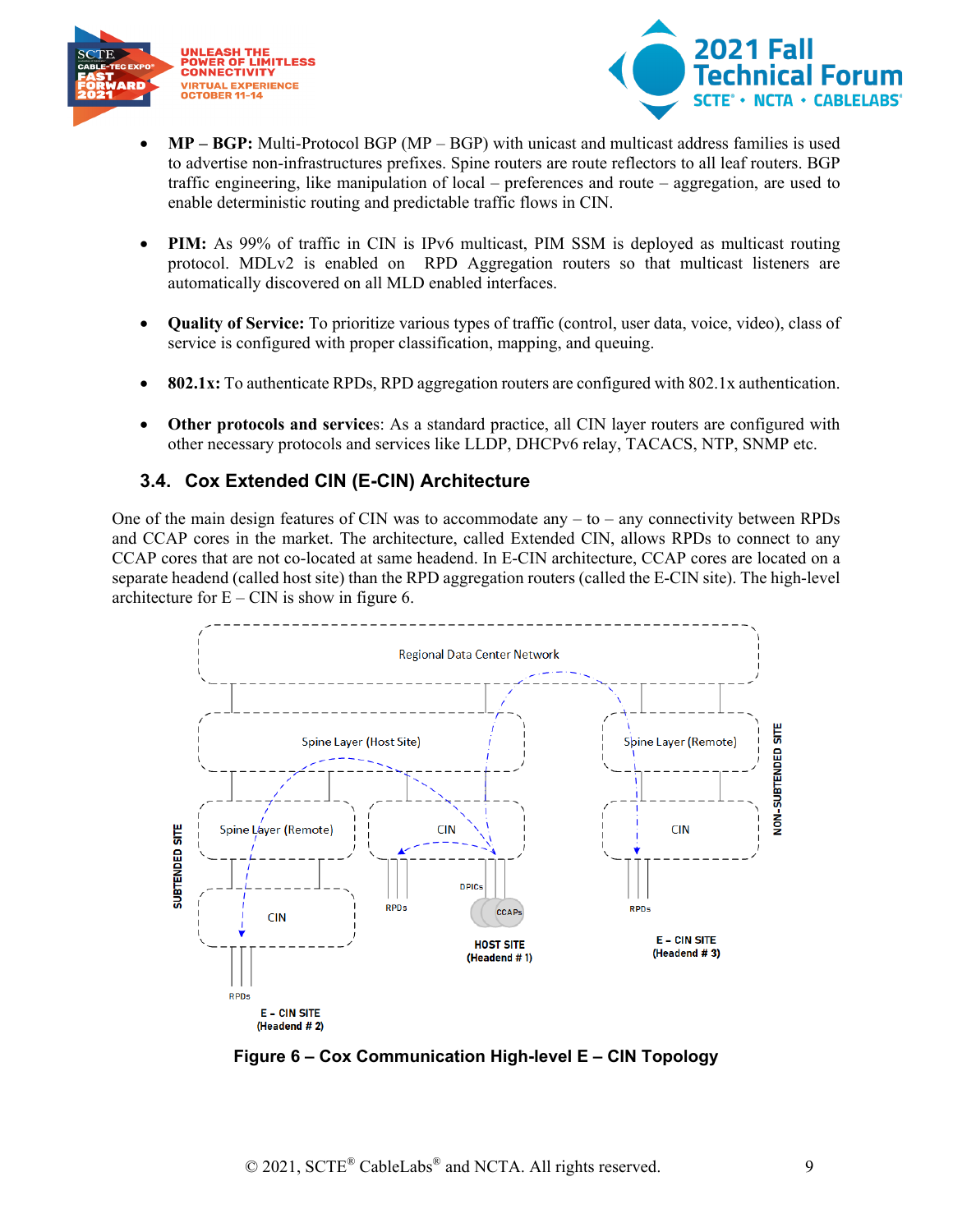- **MP – BGP:** Multi-Protocol BGP (MP – BGP) with unicast and multicast address families is used to advertise non-infrastructures prefixes. Spine routers are route reflectors to all leaf routers. BGP traffic engineering, like manipulation of local – preferences and route – aggregation, are used to enable deterministic routing and predictable traffic flows in CIN.

- **PIM:** As 99% of traffic in CIN is IPv6 multicast, PIM SSM is deployed as multicast routing protocol. MDLv2 is enabled on RPD Aggregation routers so that multicast listeners are automatically discovered on all MLD enabled interfaces.

- **Quality of Service:** To prioritize various types of traffic (control, user data, voice, video), class of service is configured with proper classification, mapping, and queuing.

- **802.1x:** To authenticate RPDs, RPD aggregation routers are configured with 802.1x authentication.

- **Other protocols and services**: As a standard practice, all CIN layer routers are configured with other necessary protocols and services like LLDP, DHCPv6 relay, TACACS, NTP, SNMP etc.

### 3.4. Cox Extended CIN (E-CIN) Architecture

One of the main design features of CIN was to accommodate any – to – any connectivity between RPDs and CCAP cores in the market. The architecture, called Extended CIN, allows RPDs to connect to any CCAP cores that are not co-located at same headend. In E-CIN architecture, CCAP cores are located on a separate headend (called host site) than the RPD aggregation routers (called the E-CIN site). The high-level architecture for E – CIN is show in figure 6.

**Figure 6 – Cox Communication High-level E – CIN Topology**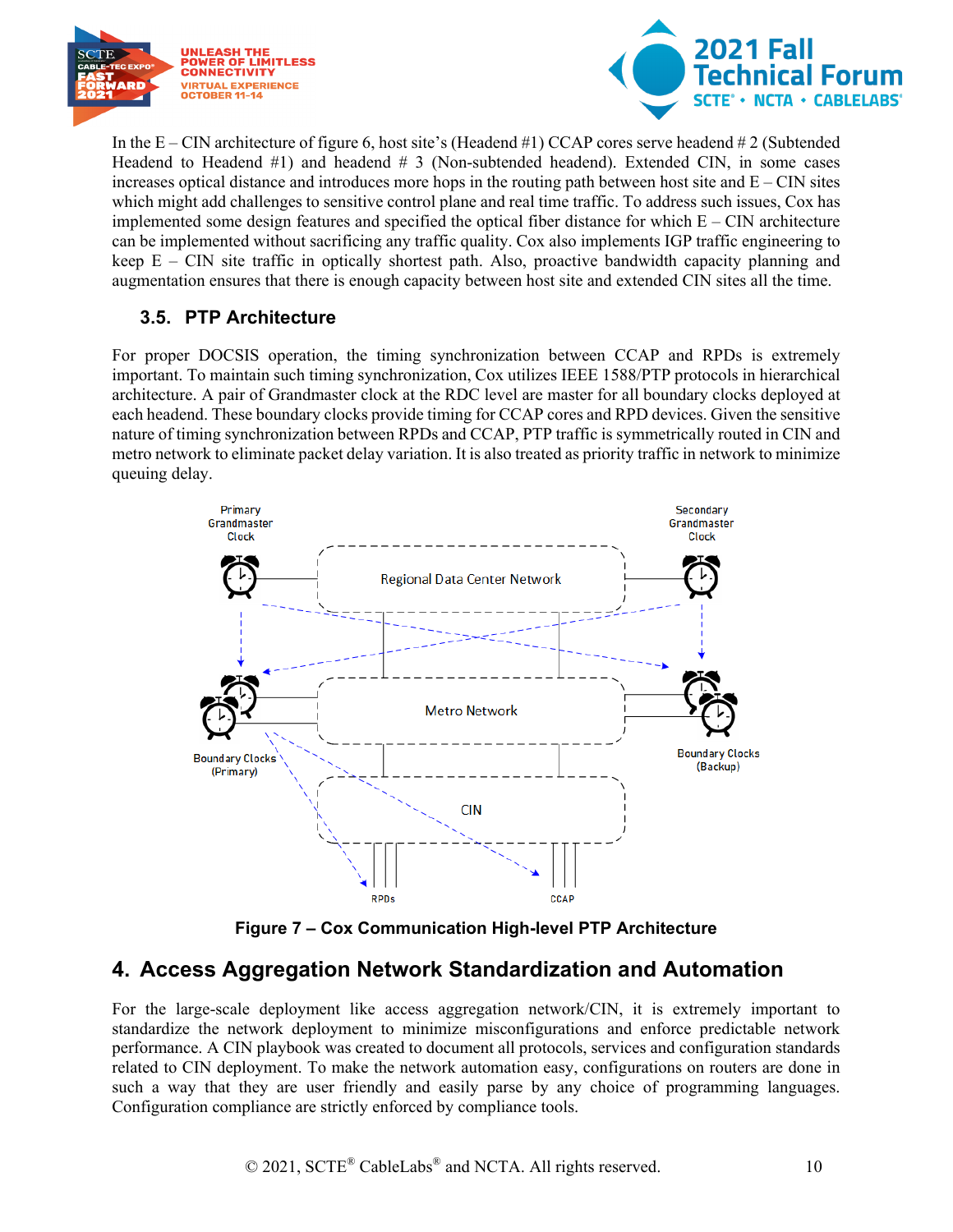In the E – CIN architecture of figure 6, host site's (Headend #1) CCAP cores serve headend # 2 (Subtended Headend to Headend #1) and headend # 3 (Non-subtended headend). Extended CIN, in some cases increases optical distance and introduces more hops in the routing path between host site and E – CIN sites which might add challenges to sensitive control plane and real time traffic. To address such issues, Cox has implemented some design features and specified the optical fiber distance for which E – CIN architecture can be implemented without sacrificing any traffic quality. Cox also implements IGP traffic engineering to keep E – CIN site traffic in optically shortest path. Also, proactive bandwidth capacity planning and augmentation ensures that there is enough capacity between host site and extended CIN sites all the time.

### 3.5. PTP Architecture

For proper DOCSIS operation, the timing synchronization between CCAP and RPDs is extremely important. To maintain such timing synchronization, Cox utilizes IEEE 1588/PTP protocols in hierarchical architecture. A pair of Grandmaster clock at the RDC level are master for all boundary clocks deployed at each headend. These boundary clocks provide timing for CCAP cores and RPD devices. Given the sensitive nature of timing synchronization between RPDs and CCAP, PTP traffic is symmetrically routed in CIN and metro network to eliminate packet delay variation. It is also treated as priority traffic in network to minimize queuing delay.

**Figure 7 – Cox Communication High-level PTP Architecture**

## 4. Access Aggregation Network Standardization and Automation

For the large-scale deployment like access aggregation network/CIN, it is extremely important to standardize the network deployment to minimize misconfigurations and enforce predictable network performance. A CIN playbook was created to document all protocols, services and configuration standards related to CIN deployment. To make the network automation easy, configurations on routers are done in such a way that they are user friendly and easily parse by any choice of programming languages. Configuration compliance are strictly enforced by compliance tools.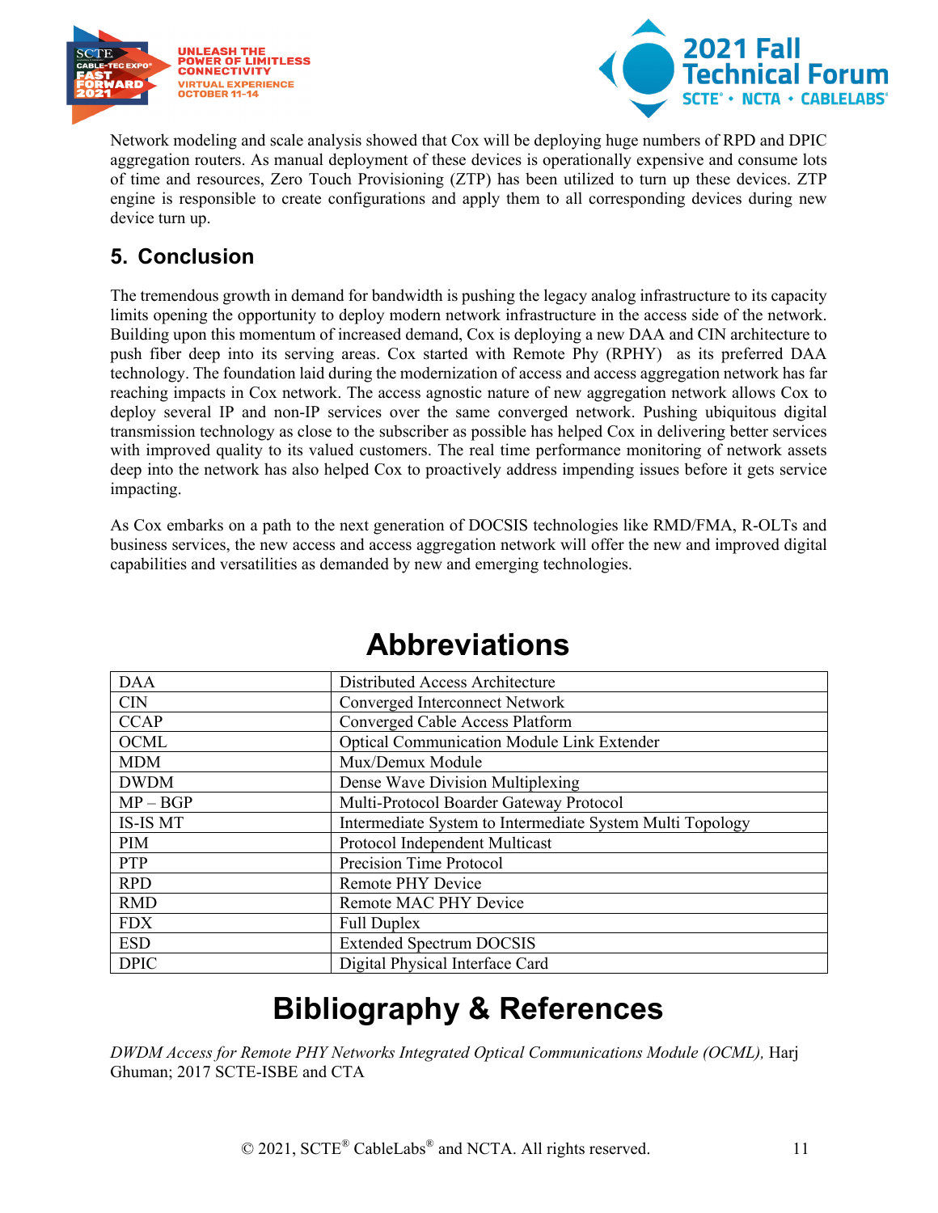Network modeling and scale analysis showed that Cox will be deploying huge numbers of RPD and DPIC aggregation routers. As manual deployment of these devices is operationally expensive and consume lots of time and resources, Zero Touch Provisioning (ZTP) has been utilized to turn up these devices. ZTP engine is responsible to create configurations and apply them to all corresponding devices during new device turn up.

## 5. Conclusion

The tremendous growth in demand for bandwidth is pushing the legacy analog infrastructure to its capacity limits opening the opportunity to deploy modern network infrastructure in the access side of the network. Building upon this momentum of increased demand, Cox is deploying a new DAA and CIN architecture to push fiber deep into its serving areas. Cox started with Remote Phy (RPHY) as its preferred DAA technology. The foundation laid during the modernization of access and access aggregation network has far reaching impacts in Cox network. The access agnostic nature of new aggregation network allows Cox to deploy several IP and non-IP services over the same converged network. Pushing ubiquitous digital transmission technology as close to the subscriber as possible has helped Cox in delivering better services with improved quality to its valued customers. The real time performance monitoring of network assets deep into the network has also helped Cox to proactively address impending issues before it gets service impacting.

As Cox embarks on a path to the next generation of DOCSIS technologies like RMD/FMA, R-OLTs and business services, the new access and access aggregation network will offer the new and improved digital capabilities and versatilities as demanded by new and emerging technologies.

# Abbreviations

| | |
|---|---|
| DAA | Distributed Access Architecture |
| CIN | Converged Interconnect Network |
| CCAP | Converged Cable Access Platform |
| OCML | Optical Communication Module Link Extender |
| MDM | Mux/Demux Module |
| DWDM | Dense Wave Division Multiplexing |
| MP – BGP | Multi-Protocol Boarder Gateway Protocol |
| IS-IS MT | Intermediate System to Intermediate System Multi Topology |
| PIM | Protocol Independent Multicast |
| PTP | Precision Time Protocol |
| RPD | Remote PHY Device |
| RMD | Remote MAC PHY Device |
| FDX | Full Duplex |
| ESD | Extended Spectrum DOCSIS |
| DPIC | Digital Physical Interface Card |

# Bibliography & References

*DWDM Access for Remote PHY Networks Integrated Optical Communications Module (OCML),* Harj Ghuman; 2017 SCTE-ISBE and CTA